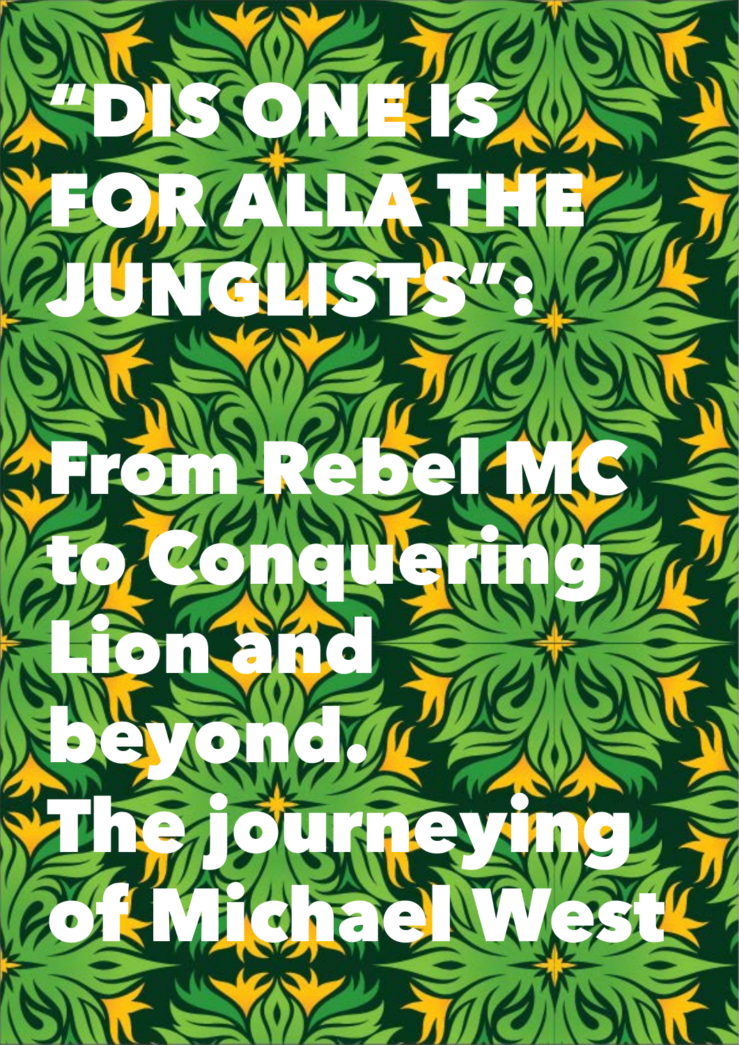# "DIS ONE IS FOR ALLA THE JUNGLISTS":

# From Rebel MC to Conquering Lion and beyond. The journeying of Michael West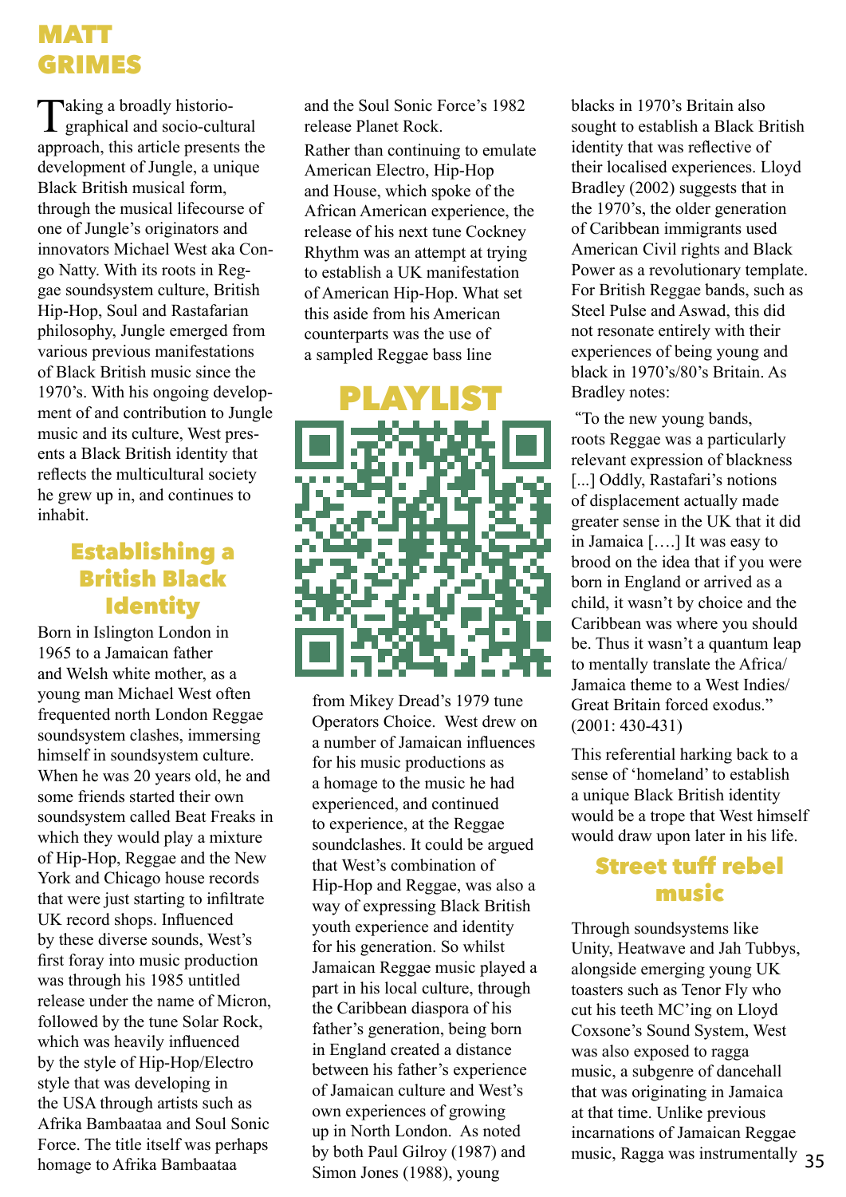# MATT GRIMES

Taking a broadly historiographical and socio-cultural approach, this article presents the development of Jungle, a unique Black British musical form, through the musical lifecourse of one of Jungle's originators and innovators Michael West aka Congo Natty. With its roots in Reggae soundsystem culture, British Hip-Hop, Soul and Rastafarian philosophy, Jungle emerged from various previous manifestations of Black British music since the 1970's. With his ongoing development of and contribution to Jungle music and its culture, West presents a Black British identity that reflects the multicultural society he grew up in, and continues to inhabit.

## Establishing a British Black Identity

Born in Islington London in 1965 to a Jamaican father and Welsh white mother, as a young man Michael West often frequented north London Reggae soundsystem clashes, immersing himself in soundsystem culture. When he was 20 years old, he and some friends started their own soundsystem called Beat Freaks in which they would play a mixture of Hip-Hop, Reggae and the New York and Chicago house records that were just starting to infiltrate UK record shops. Influenced by these diverse sounds, West's first foray into music production was through his 1985 untitled release under the name of Micron, followed by the tune Solar Rock, which was heavily influenced by the style of Hip-Hop/Electro style that was developing in the USA through artists such as Afrika Bambaataa and Soul Sonic Force. The title itself was perhaps homage to Afrika Bambaataa and the Soul Sonic Force's 1982 release Planet Rock.

Rather than continuing to emulate American Electro, Hip-Hop and House, which spoke of the African American experience, the release of his next tune Cockney Rhythm was an attempt at trying to establish a UK manifestation of American Hip-Hop. What set this aside from his American counterparts was the use of a sampled Reggae bass line

PLAYLIST

from Mikey Dread's 1979 tune Operators Choice. West drew on a number of Jamaican influences for his music productions as a homage to the music he had experienced, and continued to experience, at the Reggae soundclashes. It could be argued that West's combination of Hip-Hop and Reggae, was also a way of expressing Black British youth experience and identity for his generation. So whilst Jamaican Reggae music played a part in his local culture, through the Caribbean diaspora of his father's generation, being born in England created a distance between his father's experience of Jamaican culture and West's own experiences of growing up in North London. As noted by both Paul Gilroy (1987) and Simon Jones (1988), young blacks in 1970's Britain also sought to establish a Black British identity that was reflective of their localised experiences. Lloyd Bradley (2002) suggests that in the 1970's, the older generation of Caribbean immigrants used American Civil rights and Black Power as a revolutionary template. For British Reggae bands, such as Steel Pulse and Aswad, this did not resonate entirely with their experiences of being young and black in 1970's/80's Britain. As Bradley notes:

"To the new young bands, roots Reggae was a particularly relevant expression of blackness [...] Oddly, Rastafari's notions of displacement actually made greater sense in the UK that it did in Jamaica [….] It was easy to brood on the idea that if you were born in England or arrived as a child, it wasn't by choice and the Caribbean was where you should be. Thus it wasn't a quantum leap to mentally translate the Africa/ Jamaica theme to a West Indies/ Great Britain forced exodus." (2001: 430-431)

This referential harking back to a sense of 'homeland' to establish a unique Black British identity would be a trope that West himself would draw upon later in his life.

## Street tuff rebel music

Through soundsystems like Unity, Heatwave and Jah Tubbys, alongside emerging young UK toasters such as Tenor Fly who cut his teeth MC'ing on Lloyd Coxsone's Sound System, West was also exposed to ragga music, a subgenre of dancehall that was originating in Jamaica at that time. Unlike previous incarnations of Jamaican Reggae music, Ragga was instrumentally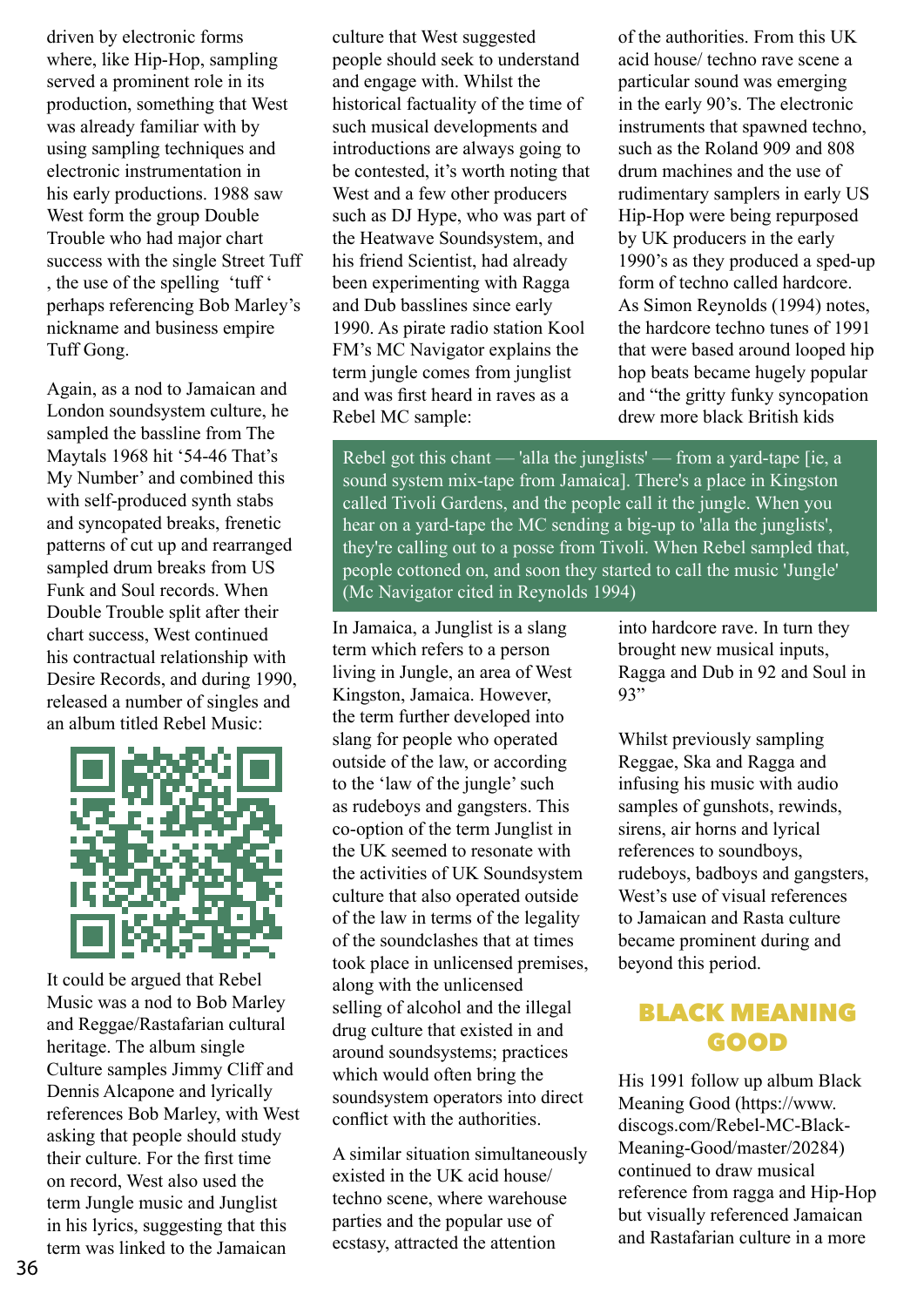driven by electronic forms where, like Hip-Hop, sampling served a prominent role in its production, something that West was already familiar with by using sampling techniques and electronic instrumentation in his early productions. 1988 saw West form the group Double Trouble who had major chart success with the single Street Tuff , the use of the spelling 'tuff ' perhaps referencing Bob Marley's nickname and business empire Tuff Gong.

Again, as a nod to Jamaican and London soundsystem culture, he sampled the bassline from The Maytals 1968 hit '54-46 That's My Number' and combined this with self-produced synth stabs and syncopated breaks, frenetic patterns of cut up and rearranged sampled drum breaks from US Funk and Soul records. When Double Trouble split after their chart success, West continued his contractual relationship with Desire Records, and during 1990, released a number of singles and an album titled Rebel Music:

It could be argued that Rebel Music was a nod to Bob Marley and Reggae/Rastafarian cultural heritage. The album single Culture samples Jimmy Cliff and Dennis Alcapone and lyrically references Bob Marley, with West asking that people should study their culture. For the first time on record, West also used the term Jungle music and Junglist in his lyrics, suggesting that this term was linked to the Jamaican culture that West suggested people should seek to understand and engage with. Whilst the historical factuality of the time of such musical developments and introductions are always going to be contested, it's worth noting that West and a few other producers such as DJ Hype, who was part of the Heatwave Soundsystem, and his friend Scientist, had already been experimenting with Ragga and Dub basslines since early 1990. As pirate radio station Kool FM's MC Navigator explains the term jungle comes from junglist and was first heard in raves as a Rebel MC sample:

> Rebel got this chant — 'alla the junglists' — from a yard-tape [ie, a sound system mix-tape from Jamaica]. There's a place in Kingston called Tivoli Gardens, and the people call it the jungle. When you hear on a yard-tape the MC sending a big-up to 'alla the junglists', they're calling out to a posse from Tivoli. When Rebel sampled that, people cottoned on, and soon they started to call the music 'Jungle' (Mc Navigator cited in Reynolds 1994)

In Jamaica, a Junglist is a slang term which refers to a person living in Jungle, an area of West Kingston, Jamaica. However, the term further developed into slang for people who operated outside of the law, or according to the 'law of the jungle' such as rudeboys and gangsters. This co-option of the term Junglist in the UK seemed to resonate with the activities of UK Soundsystem culture that also operated outside of the law in terms of the legality of the soundclashes that at times took place in unlicensed premises, along with the unlicensed selling of alcohol and the illegal drug culture that existed in and around soundsystems; practices which would often bring the soundsystem operators into direct conflict with the authorities.

A similar situation simultaneously existed in the UK acid house/ techno scene, where warehouse parties and the popular use of ecstasy, attracted the attention of the authorities. From this UK acid house/ techno rave scene a particular sound was emerging in the early 90's. The electronic instruments that spawned techno, such as the Roland 909 and 808 drum machines and the use of rudimentary samplers in early US Hip-Hop were being repurposed by UK producers in the early 1990's as they produced a sped-up form of techno called hardcore. As Simon Reynolds (1994) notes, the hardcore techno tunes of 1991 that were based around looped hip hop beats became hugely popular and "the gritty funky syncopation drew more black British kids into hardcore rave. In turn they brought new musical inputs, Ragga and Dub in 92 and Soul in 93"

Whilst previously sampling Reggae, Ska and Ragga and infusing his music with audio samples of gunshots, rewinds, sirens, air horns and lyrical references to soundboys, rudeboys, badboys and gangsters, West's use of visual references to Jamaican and Rasta culture became prominent during and beyond this period.

## BLACK MEANING GOOD

His 1991 follow up album Black Meaning Good (https://www.discogs.com/Rebel-MC-Black-Meaning-Good/master/20284) continued to draw musical reference from ragga and Hip-Hop but visually referenced Jamaican and Rastafarian culture in a more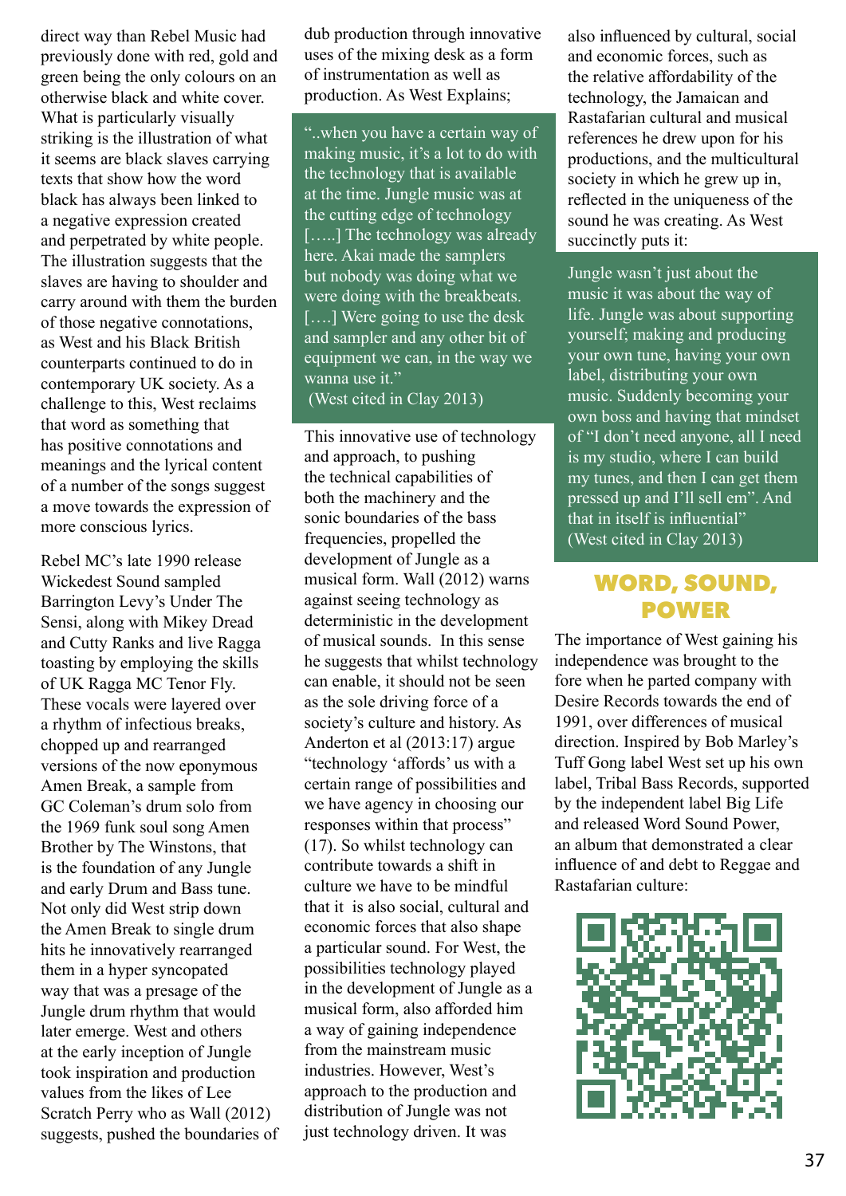direct way than Rebel Music had previously done with red, gold and green being the only colours on an otherwise black and white cover. What is particularly visually striking is the illustration of what it seems are black slaves carrying texts that show how the word black has always been linked to a negative expression created and perpetrated by white people. The illustration suggests that the slaves are having to shoulder and carry around with them the burden of those negative connotations, as West and his Black British counterparts continued to do in contemporary UK society. As a challenge to this, West reclaims that word as something that has positive connotations and meanings and the lyrical content of a number of the songs suggest a move towards the expression of more conscious lyrics.

Rebel MC's late 1990 release Wickedest Sound sampled Barrington Levy's Under The Sensi, along with Mikey Dread and Cutty Ranks and live Ragga toasting by employing the skills of UK Ragga MC Tenor Fly. These vocals were layered over a rhythm of infectious breaks, chopped up and rearranged versions of the now eponymous Amen Break, a sample from GC Coleman's drum solo from the 1969 funk soul song Amen Brother by The Winstons, that is the foundation of any Jungle and early Drum and Bass tune. Not only did West strip down the Amen Break to single drum hits he innovatively rearranged them in a hyper syncopated way that was a presage of the Jungle drum rhythm that would later emerge. West and others at the early inception of Jungle took inspiration and production values from the likes of Lee Scratch Perry who as Wall (2012) suggests, pushed the boundaries of dub production through innovative uses of the mixing desk as a form of instrumentation as well as production. As West Explains;

> "..when you have a certain way of making music, it's a lot to do with the technology that is available at the time. Jungle music was at the cutting edge of technology […..] The technology was already here. Akai made the samplers but nobody was doing what we were doing with the breakbeats. [….] Were going to use the desk and sampler and any other bit of equipment we can, in the way we wanna use it."
> (West cited in Clay 2013)

This innovative use of technology and approach, to pushing the technical capabilities of both the machinery and the sonic boundaries of the bass frequencies, propelled the development of Jungle as a musical form. Wall (2012) warns against seeing technology as deterministic in the development of musical sounds. In this sense he suggests that whilst technology can enable, it should not be seen as the sole driving force of a society's culture and history. As Anderton et al (2013:17) argue "technology 'affords' us with a certain range of possibilities and we have agency in choosing our responses within that process" (17). So whilst technology can contribute towards a shift in culture we have to be mindful that it is also social, cultural and economic forces that also shape a particular sound. For West, the possibilities technology played in the development of Jungle as a musical form, also afforded him a way of gaining independence from the mainstream music industries. However, West's approach to the production and distribution of Jungle was not just technology driven. It was also influenced by cultural, social and economic forces, such as the relative affordability of the technology, the Jamaican and Rastafarian cultural and musical references he drew upon for his productions, and the multicultural society in which he grew up in, reflected in the uniqueness of the sound he was creating. As West succinctly puts it:

> Jungle wasn't just about the music it was about the way of life. Jungle was about supporting yourself; making and producing your own tune, having your own label, distributing your own music. Suddenly becoming your own boss and having that mindset of "I don't need anyone, all I need is my studio, where I can build my tunes, and then I can get them pressed up and I'll sell em". And that in itself is influential"
> (West cited in Clay 2013)

## WORD, SOUND, POWER

The importance of West gaining his independence was brought to the fore when he parted company with Desire Records towards the end of 1991, over differences of musical direction. Inspired by Bob Marley's Tuff Gong label West set up his own label, Tribal Bass Records, supported by the independent label Big Life and released Word Sound Power, an album that demonstrated a clear influence of and debt to Reggae and Rastafarian culture: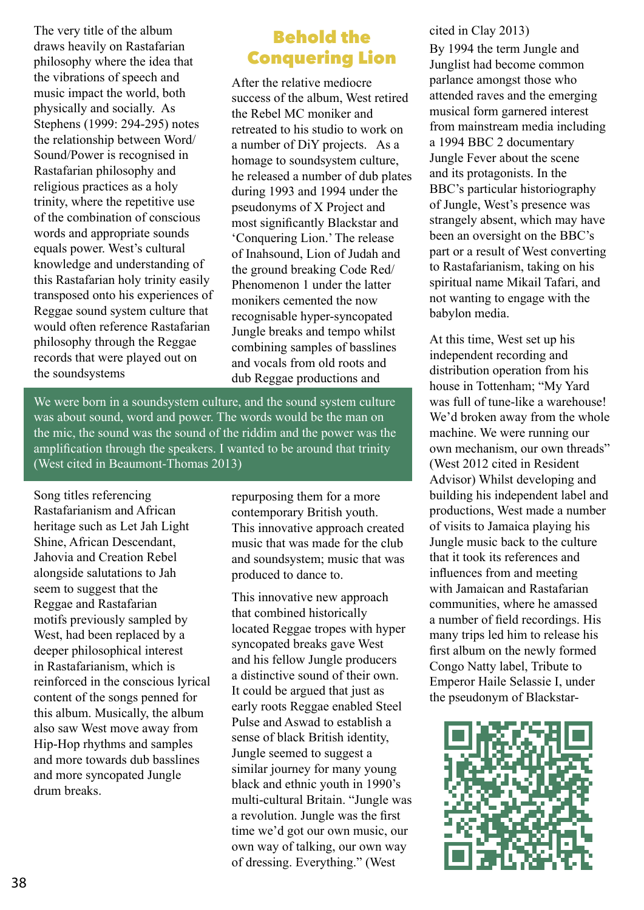The very title of the album draws heavily on Rastafarian philosophy where the idea that the vibrations of speech and music impact the world, both physically and socially. As Stephens (1999: 294-295) notes the relationship between Word/Sound/Power is recognised in Rastafarian philosophy and religious practices as a holy trinity, where the repetitive use of the combination of conscious words and appropriate sounds equals power. West's cultural knowledge and understanding of this Rastafarian holy trinity easily transposed onto his experiences of Reggae sound system culture that would often reference Rastafarian philosophy through the Reggae records that were played out on the soundsystems

> We were born in a soundsystem culture, and the sound system culture was about sound, word and power. The words would be the man on the mic, the sound was the sound of the riddim and the power was the amplification through the speakers. I wanted to be around that trinity (West cited in Beaumont-Thomas 2013)

Song titles referencing Rastafarianism and African heritage such as Let Jah Light Shine, African Descendant, Jahovia and Creation Rebel alongside salutations to Jah seem to suggest that the Reggae and Rastafarian motifs previously sampled by West, had been replaced by a deeper philosophical interest in Rastafarianism, which is reinforced in the conscious lyrical content of the songs penned for this album. Musically, the album also saw West move away from Hip-Hop rhythms and samples and more towards dub basslines and more syncopated Jungle drum breaks.

## Behold the Conquering Lion

After the relative mediocre success of the album, West retired the Rebel MC moniker and retreated to his studio to work on a number of DiY projects. As a homage to soundsystem culture, he released a number of dub plates during 1993 and 1994 under the pseudonyms of X Project and most significantly Blackstar and 'Conquering Lion.' The release of Inahsound, Lion of Judah and the ground breaking Code Red/ Phenomenon 1 under the latter monikers cemented the now recognisable hyper-syncopated Jungle breaks and tempo whilst combining samples of basslines and vocals from old roots and dub Reggae productions and repurposing them for a more contemporary British youth. This innovative approach created music that was made for the club and soundsystem; music that was produced to dance to.

This innovative new approach that combined historically located Reggae tropes with hyper syncopated breaks gave West and his fellow Jungle producers a distinctive sound of their own. It could be argued that just as early roots Reggae enabled Steel Pulse and Aswad to establish a sense of black British identity, Jungle seemed to suggest a similar journey for many young black and ethnic youth in 1990's multi-cultural Britain. "Jungle was a revolution. Jungle was the first time we'd got our own music, our own way of talking, our own way of dressing. Everything." (West cited in Clay 2013)

By 1994 the term Jungle and Junglist had become common parlance amongst those who attended raves and the emerging musical form garnered interest from mainstream media including a 1994 BBC 2 documentary Jungle Fever about the scene and its protagonists. In the BBC's particular historiography of Jungle, West's presence was strangely absent, which may have been an oversight on the BBC's part or a result of West converting to Rastafarianism, taking on his spiritual name Mikail Tafari, and not wanting to engage with the babylon media.

At this time, West set up his independent recording and distribution operation from his house in Tottenham; "My Yard was full of tune-like a warehouse! We'd broken away from the whole machine. We were running our own mechanism, our own threads" (West 2012 cited in Resident Advisor) Whilst developing and building his independent label and productions, West made a number of visits to Jamaica playing his Jungle music back to the culture that it took its references and influences from and meeting with Jamaican and Rastafarian communities, where he amassed a number of field recordings. His many trips led him to release his first album on the newly formed Congo Natty label, Tribute to Emperor Haile Selassie I, under the pseudonym of Blackstar-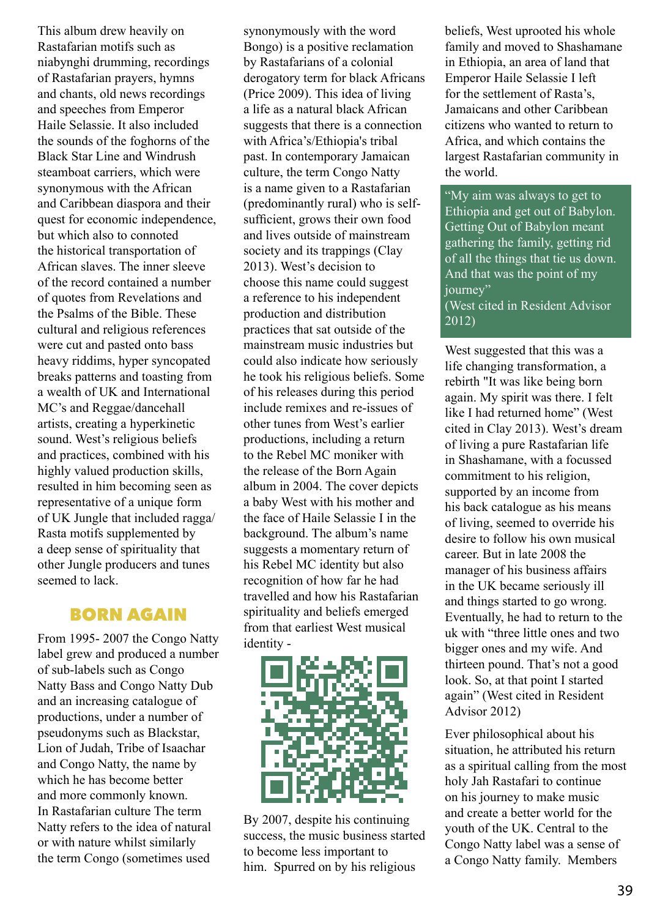This album drew heavily on Rastafarian motifs such as niabynghi drumming, recordings of Rastafarian prayers, hymns and chants, old news recordings and speeches from Emperor Haile Selassie. It also included the sounds of the foghorns of the Black Star Line and Windrush steamboat carriers, which were synonymous with the African and Caribbean diaspora and their quest for economic independence, but which also to connoted the historical transportation of African slaves. The inner sleeve of the record contained a number of quotes from Revelations and the Psalms of the Bible. These cultural and religious references were cut and pasted onto bass heavy riddims, hyper syncopated breaks patterns and toasting from a wealth of UK and International MC's and Reggae/dancehall artists, creating a hyperkinetic sound. West's religious beliefs and practices, combined with his highly valued production skills, resulted in him becoming seen as representative of a unique form of UK Jungle that included ragga/ Rasta motifs supplemented by a deep sense of spirituality that other Jungle producers and tunes seemed to lack.

## BORN AGAIN

From 1995- 2007 the Congo Natty label grew and produced a number of sub-labels such as Congo Natty Bass and Congo Natty Dub and an increasing catalogue of productions, under a number of pseudonyms such as Blackstar, Lion of Judah, Tribe of Isaachar and Congo Natty, the name by which he has become better and more commonly known. In Rastafarian culture The term Natty refers to the idea of natural or with nature whilst similarly the term Congo (sometimes used synonymously with the word Bongo) is a positive reclamation by Rastafarians of a colonial derogatory term for black Africans (Price 2009). This idea of living a life as a natural black African suggests that there is a connection with Africa's/Ethiopia's tribal past. In contemporary Jamaican culture, the term Congo Natty is a name given to a Rastafarian (predominantly rural) who is self-sufficient, grows their own food and lives outside of mainstream society and its trappings (Clay 2013). West's decision to choose this name could suggest a reference to his independent production and distribution practices that sat outside of the mainstream music industries but could also indicate how seriously he took his religious beliefs. Some of his releases during this period include remixes and re-issues of other tunes from West's earlier productions, including a return to the Rebel MC moniker with the release of the Born Again album in 2004. The cover depicts a baby West with his mother and the face of Haile Selassie I in the background. The album's name suggests a momentary return of his Rebel MC identity but also recognition of how far he had travelled and how his Rastafarian spirituality and beliefs emerged from that earliest West musical identity -

By 2007, despite his continuing success, the music business started to become less important to him. Spurred on by his religious beliefs, West uprooted his whole family and moved to Shashamane in Ethiopia, an area of land that Emperor Haile Selassie I left for the settlement of Rasta's, Jamaicans and other Caribbean citizens who wanted to return to Africa, and which contains the largest Rastafarian community in the world.

> "My aim was always to get to Ethiopia and get out of Babylon. Getting Out of Babylon meant gathering the family, getting rid of all the things that tie us down. And that was the point of my journey"
> (West cited in Resident Advisor 2012)

West suggested that this was a life changing transformation, a rebirth "It was like being born again. My spirit was there. I felt like I had returned home" (West cited in Clay 2013). West's dream of living a pure Rastafarian life in Shashamane, with a focussed commitment to his religion, supported by an income from his back catalogue as his means of living, seemed to override his desire to follow his own musical career. But in late 2008 the manager of his business affairs in the UK became seriously ill and things started to go wrong. Eventually, he had to return to the uk with "three little ones and two bigger ones and my wife. And thirteen pound. That's not a good look. So, at that point I started again" (West cited in Resident Advisor 2012)

Ever philosophical about his situation, he attributed his return as a spiritual calling from the most holy Jah Rastafari to continue on his journey to make music and create a better world for the youth of the UK. Central to the Congo Natty label was a sense of a Congo Natty family. Members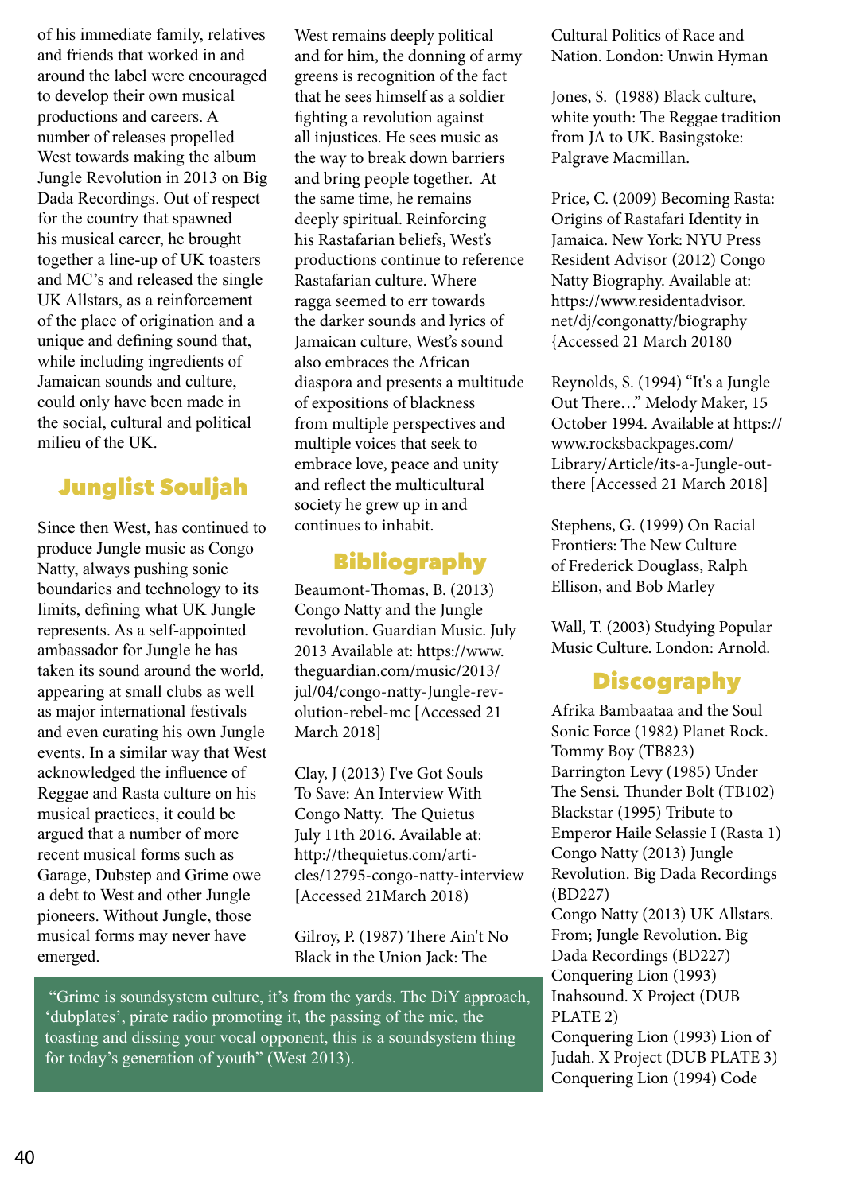of his immediate family, relatives and friends that worked in and around the label were encouraged to develop their own musical productions and careers. A number of releases propelled West towards making the album Jungle Revolution in 2013 on Big Dada Recordings. Out of respect for the country that spawned his musical career, he brought together a line-up of UK toasters and MC's and released the single UK Allstars, as a reinforcement of the place of origination and a unique and defining sound that, while including ingredients of Jamaican sounds and culture, could only have been made in the social, cultural and political milieu of the UK.

## Junglist Souljah

Since then West, has continued to produce Jungle music as Congo Natty, always pushing sonic boundaries and technology to its limits, defining what UK Jungle represents. As a self-appointed ambassador for Jungle he has taken its sound around the world, appearing at small clubs as well as major international festivals and even curating his own Jungle events. In a similar way that West acknowledged the influence of Reggae and Rasta culture on his musical practices, it could be argued that a number of more recent musical forms such as Garage, Dubstep and Grime owe a debt to West and other Jungle pioneers. Without Jungle, those musical forms may never have emerged.

West remains deeply political and for him, the donning of army greens is recognition of the fact that he sees himself as a soldier fighting a revolution against all injustices. He sees music as the way to break down barriers and bring people together. At the same time, he remains deeply spiritual. Reinforcing his Rastafarian beliefs, West's productions continue to reference Rastafarian culture. Where ragga seemed to err towards the darker sounds and lyrics of Jamaican culture, West's sound also embraces the African diaspora and presents a multitude of expositions of blackness from multiple perspectives and multiple voices that seek to embrace love, peace and unity and reflect the multicultural society he grew up in and continues to inhabit.

> "Grime is soundsystem culture, it's from the yards. The DiY approach, 'dubplates', pirate radio promoting it, the passing of the mic, the toasting and dissing your vocal opponent, this is a soundsystem thing for today's generation of youth" (West 2013).

## Bibliography

Beaumont-Thomas, B. (2013) Congo Natty and the Jungle revolution. Guardian Music. July 2013 Available at: https://www.theguardian.com/music/2013/jul/04/congo-natty-Jungle-revolution-rebel-mc [Accessed 21 March 2018]

Clay, J (2013) I've Got Souls To Save: An Interview With Congo Natty. The Quietus July 11th 2016. Available at: http://thequietus.com/articles/12795-congo-natty-interview [Accessed 21March 2018)

Gilroy, P. (1987) There Ain't No Black in the Union Jack: The Cultural Politics of Race and Nation. London: Unwin Hyman

Jones, S. (1988) Black culture, white youth: The Reggae tradition from JA to UK. Basingstoke: Palgrave Macmillan.

Price, C. (2009) Becoming Rasta: Origins of Rastafari Identity in Jamaica. New York: NYU Press

Resident Advisor (2012) Congo Natty Biography. Available at: https://www.residentadvisor.net/dj/congonatty/biography {Accessed 21 March 20180

Reynolds, S. (1994) "It's a Jungle Out There…" Melody Maker, 15 October 1994. Available at https://www.rocksbackpages.com/Library/Article/its-a-Jungle-out-there [Accessed 21 March 2018]

Stephens, G. (1999) On Racial Frontiers: The New Culture of Frederick Douglass, Ralph Ellison, and Bob Marley

Wall, T. (2003) Studying Popular Music Culture. London: Arnold.

## Discography

Afrika Bambaataa and the Soul Sonic Force (1982) Planet Rock. Tommy Boy (TB823)
Barrington Levy (1985) Under The Sensi. Thunder Bolt (TB102)
Blackstar (1995) Tribute to Emperor Haile Selassie I (Rasta 1)
Congo Natty (2013) Jungle Revolution. Big Dada Recordings (BD227)
Congo Natty (2013) UK Allstars. From; Jungle Revolution. Big Dada Recordings (BD227)
Conquering Lion (1993) Inahsound. X Project (DUB PLATE 2)
Conquering Lion (1993) Lion of Judah. X Project (DUB PLATE 3)
Conquering Lion (1994) Code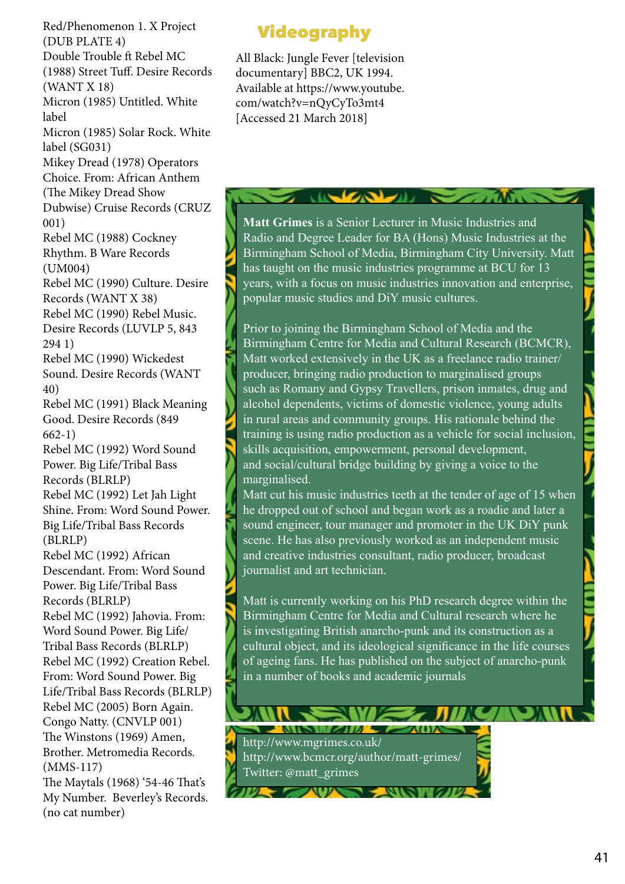Red/Phenomenon 1. X Project (DUB PLATE 4)

Double Trouble ft Rebel MC (1988) Street Tuff. Desire Records (WANT X 18)

Micron (1985) Untitled. White label

Micron (1985) Solar Rock. White label (SG031)

Mikey Dread (1978) Operators Choice. From: African Anthem (The Mikey Dread Show Dubwise) Cruise Records (CRUZ 001)

Rebel MC (1988) Cockney Rhythm. B Ware Records (UM004)

Rebel MC (1990) Culture. Desire Records (WANT X 38)

Rebel MC (1990) Rebel Music. Desire Records (LUVLP 5, 843 294 1)

Rebel MC (1990) Wickedest Sound. Desire Records (WANT 40)

Rebel MC (1991) Black Meaning Good. Desire Records (849 662-1)

Rebel MC (1992) Word Sound Power. Big Life/Tribal Bass Records (BLRLP)

Rebel MC (1992) Let Jah Light Shine. From: Word Sound Power. Big Life/Tribal Bass Records (BLRLP)

Rebel MC (1992) African Descendant. From: Word Sound Power. Big Life/Tribal Bass Records (BLRLP)

Rebel MC (1992) Jahovia. From: Word Sound Power. Big Life/ Tribal Bass Records (BLRLP)

Rebel MC (1992) Creation Rebel. From: Word Sound Power. Big Life/Tribal Bass Records (BLRLP)

Rebel MC (2005) Born Again. Congo Natty. (CNVLP 001)

The Winstons (1969) Amen, Brother. Metromedia Records. (MMS-117)

The Maytals (1968) '54-46 That's My Number. Beverley's Records. (no cat number)

## Videography

All Black: Jungle Fever [television documentary] BBC2, UK 1994. Available at https://www.youtube.com/watch?v=nQyCyTo3mt4 [Accessed 21 March 2018]

**Matt Grimes** is a Senior Lecturer in Music Industries and Radio and Degree Leader for BA (Hons) Music Industries at the Birmingham School of Media, Birmingham City University. Matt has taught on the music industries programme at BCU for 13 years, with a focus on music industries innovation and enterprise, popular music studies and DiY music cultures.

Prior to joining the Birmingham School of Media and the Birmingham Centre for Media and Cultural Research (BCMCR), Matt worked extensively in the UK as a freelance radio trainer/producer, bringing radio production to marginalised groups such as Romany and Gypsy Travellers, prison inmates, drug and alcohol dependents, victims of domestic violence, young adults in rural areas and community groups. His rationale behind the training is using radio production as a vehicle for social inclusion, skills acquisition, empowerment, personal development, and social/cultural bridge building by giving a voice to the marginalised.

Matt cut his music industries teeth at the tender of age of 15 when he dropped out of school and began work as a roadie and later a sound engineer, tour manager and promoter in the UK DiY punk scene. He has also previously worked as an independent music and creative industries consultant, radio producer, broadcast journalist and art technician.

Matt is currently working on his PhD research degree within the Birmingham Centre for Media and Cultural research where he is investigating British anarcho-punk and its construction as a cultural object, and its ideological significance in the life courses of ageing fans. He has published on the subject of anarcho-punk in a number of books and academic journals

http://www.mgrimes.co.uk/
http://www.bcmcr.org/author/matt-grimes/
Twitter: @matt_grimes